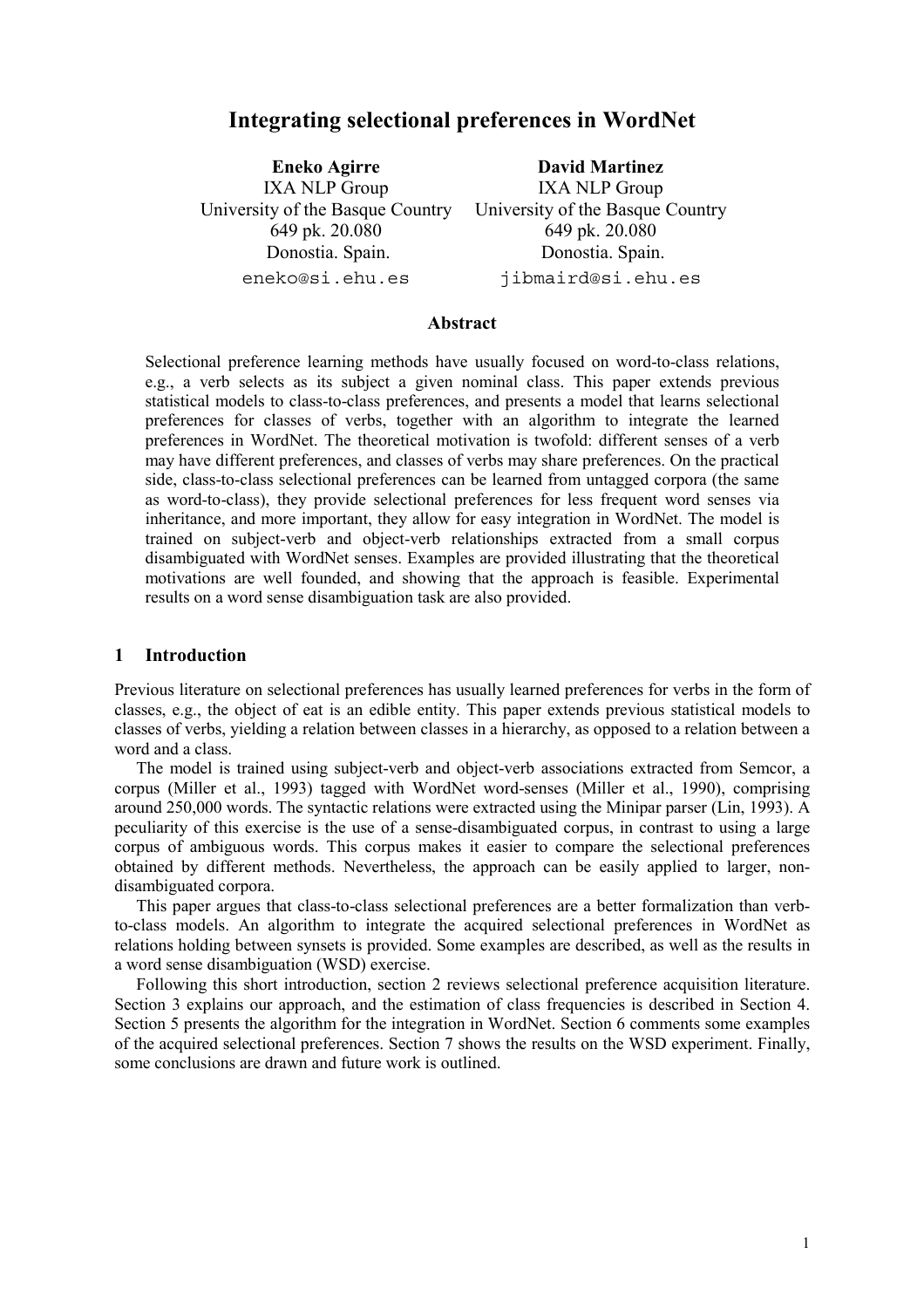# Integrating selectional preferences in WordNet

**Eneko Agirre**
IXA NLP Group
University of the Basque Country
649 pk. 20.080
Donostia. Spain.
eneko@si.ehu.es

**David Martinez**
IXA NLP Group
University of the Basque Country
649 pk. 20.080
Donostia. Spain.
jibmaird@si.ehu.es

### Abstract

Selectional preference learning methods have usually focused on word-to-class relations, e.g., a verb selects as its subject a given nominal class. This paper extends previous statistical models to class-to-class preferences, and presents a model that learns selectional preferences for classes of verbs, together with an algorithm to integrate the learned preferences in WordNet. The theoretical motivation is twofold: different senses of a verb may have different preferences, and classes of verbs may share preferences. On the practical side, class-to-class selectional preferences can be learned from untagged corpora (the same as word-to-class), they provide selectional preferences for less frequent word senses via inheritance, and more important, they allow for easy integration in WordNet. The model is trained on subject-verb and object-verb relationships extracted from a small corpus disambiguated with WordNet senses. Examples are provided illustrating that the theoretical motivations are well founded, and showing that the approach is feasible. Experimental results on a word sense disambiguation task are also provided.

## 1 Introduction

Previous literature on selectional preferences has usually learned preferences for verbs in the form of classes, e.g., the object of eat is an edible entity. This paper extends previous statistical models to classes of verbs, yielding a relation between classes in a hierarchy, as opposed to a relation between a word and a class.

The model is trained using subject-verb and object-verb associations extracted from Semcor, a corpus (Miller et al., 1993) tagged with WordNet word-senses (Miller et al., 1990), comprising around 250,000 words. The syntactic relations were extracted using the Minipar parser (Lin, 1993). A peculiarity of this exercise is the use of a sense-disambiguated corpus, in contrast to using a large corpus of ambiguous words. This corpus makes it easier to compare the selectional preferences obtained by different methods. Nevertheless, the approach can be easily applied to larger, non-disambiguated corpora.

This paper argues that class-to-class selectional preferences are a better formalization than verb-to-class models. An algorithm to integrate the acquired selectional preferences in WordNet as relations holding between synsets is provided. Some examples are described, as well as the results in a word sense disambiguation (WSD) exercise.

Following this short introduction, section 2 reviews selectional preference acquisition literature. Section 3 explains our approach, and the estimation of class frequencies is described in Section 4. Section 5 presents the algorithm for the integration in WordNet. Section 6 comments some examples of the acquired selectional preferences. Section 7 shows the results on the WSD experiment. Finally, some conclusions are drawn and future work is outlined.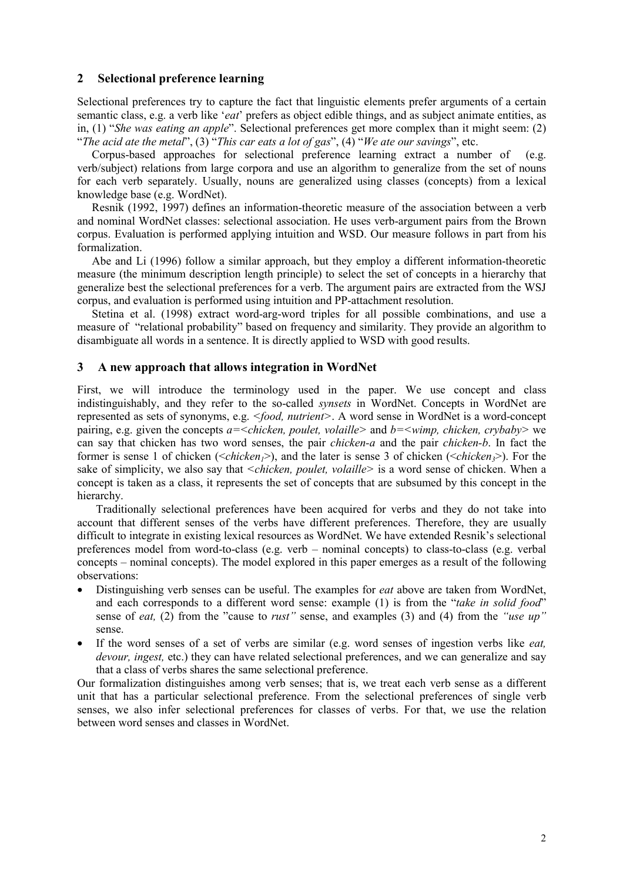## 2 Selectional preference learning

Selectional preferences try to capture the fact that linguistic elements prefer arguments of a certain semantic class, e.g. a verb like '*eat*' prefers as object edible things, and as subject animate entities, as in, (1) "*She was eating an apple*". Selectional preferences get more complex than it might seem: (2) "*The acid ate the metal*", (3) "*This car eats a lot of gas*", (4) "*We ate our savings*", etc.

Corpus-based approaches for selectional preference learning extract a number of (e.g. verb/subject) relations from large corpora and use an algorithm to generalize from the set of nouns for each verb separately. Usually, nouns are generalized using classes (concepts) from a lexical knowledge base (e.g. WordNet).

Resnik (1992, 1997) defines an information-theoretic measure of the association between a verb and nominal WordNet classes: selectional association. He uses verb-argument pairs from the Brown corpus. Evaluation is performed applying intuition and WSD. Our measure follows in part from his formalization.

Abe and Li (1996) follow a similar approach, but they employ a different information-theoretic measure (the minimum description length principle) to select the set of concepts in a hierarchy that generalize best the selectional preferences for a verb. The argument pairs are extracted from the WSJ corpus, and evaluation is performed using intuition and PP-attachment resolution.

Stetina et al. (1998) extract word-arg-word triples for all possible combinations, and use a measure of "relational probability" based on frequency and similarity. They provide an algorithm to disambiguate all words in a sentence. It is directly applied to WSD with good results.

## 3 A new approach that allows integration in WordNet

First, we will introduce the terminology used in the paper. We use concept and class indistinguishably, and they refer to the so-called *synsets* in WordNet. Concepts in WordNet are represented as sets of synonyms, e.g. <*food, nutrient*>. A word sense in WordNet is a word-concept pairing, e.g. given the concepts *a*=<*chicken, poulet, volaille*> and *b*=<*wimp, chicken, crybaby*> we can say that chicken has two word senses, the pair *chicken-a* and the pair *chicken-b*. In fact the former is sense 1 of chicken (<$chicken_1$>), and the later is sense 3 of chicken (<$chicken_3$>). For the sake of simplicity, we also say that <*chicken, poulet, volaille*> is a word sense of chicken. When a concept is taken as a class, it represents the set of concepts that are subsumed by this concept in the hierarchy.

Traditionally selectional preferences have been acquired for verbs and they do not take into account that different senses of the verbs have different preferences. Therefore, they are usually difficult to integrate in existing lexical resources as WordNet. We have extended Resnik's selectional preferences model from word-to-class (e.g. verb – nominal concepts) to class-to-class (e.g. verbal concepts – nominal concepts). The model explored in this paper emerges as a result of the following observations:

- Distinguishing verb senses can be useful. The examples for *eat* above are taken from WordNet, and each corresponds to a different word sense: example (1) is from the "*take in solid food*" sense of *eat,* (2) from the "cause to *rust"* sense, and examples (3) and (4) from the *"use up"* sense.
- If the word senses of a set of verbs are similar (e.g. word senses of ingestion verbs like *eat, devour, ingest,* etc.) they can have related selectional preferences, and we can generalize and say that a class of verbs shares the same selectional preference.

Our formalization distinguishes among verb senses; that is, we treat each verb sense as a different unit that has a particular selectional preference. From the selectional preferences of single verb senses, we also infer selectional preferences for classes of verbs. For that, we use the relation between word senses and classes in WordNet.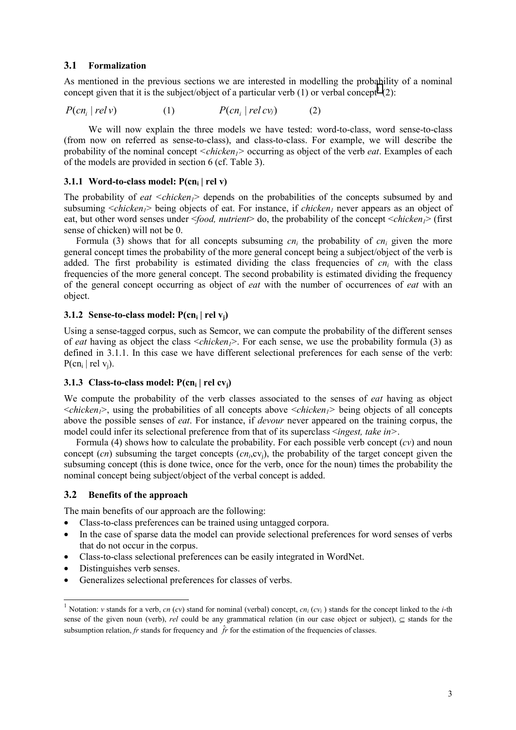### 3.1 Formalization

As mentioned in the previous sections we are interested in modelling the probability of a nominal concept given that it is the subject/object of a particular verb (1) or verbal concept[1] (2):

$$P(cn_i \mid rel\, v) \qquad (1) \qquad\qquad P(cn_i \mid rel\, cv_j) \qquad (2)$$

We will now explain the three models we have tested: word-to-class, word sense-to-class (from now on referred as sense-to-class), and class-to-class. For example, we will describe the probability of the nominal concept <*chicken*$_1$> occurring as object of the verb *eat*. Examples of each of the models are provided in section 6 (cf. Table 3).

#### 3.1.1 Word-to-class model: P(cn$_i$ | rel v)

The probability of *eat* <*chicken*$_1$> depends on the probabilities of the concepts subsumed by and subsuming <*chicken*$_1$> being objects of eat. For instance, if *chicken*$_1$ never appears as an object of eat, but other word senses under <*food, nutrient*> do, the probability of the concept <*chicken*$_1$> (first sense of chicken) will not be 0.

Formula (3) shows that for all concepts subsuming $cn_i$ the probability of $cn_i$ given the more general concept times the probability of the more general concept being a subject/object of the verb is added. The first probability is estimated dividing the class frequencies of $cn_i$ with the class frequencies of the more general concept. The second probability is estimated dividing the frequency of the general concept occurring as object of *eat* with the number of occurrences of *eat* with an object.

#### 3.1.2 Sense-to-class model: P(cn$_i$ | rel v$_j$)

Using a sense-tagged corpus, such as Semcor, we can compute the probability of the different senses of *eat* having as object the class <*chicken*$_1$>. For each sense, we use the probability formula (3) as defined in 3.1.1. In this case we have different selectional preferences for each sense of the verb: $P(cn_i \mid rel\ v_j)$.

#### 3.1.3 Class-to-class model: P(cn$_i$ | rel cv$_j$)

We compute the probability of the verb classes associated to the senses of *eat* having as object <*chicken*$_1$>, using the probabilities of all concepts above <*chicken*$_1$> being objects of all concepts above the possible senses of *eat*. For instance, if *devour* never appeared on the training corpus, the model could infer its selectional preference from that of its superclass <*ingest, take in*>.

Formula (4) shows how to calculate the probability. For each possible verb concept ($cv$) and noun concept ($cn$) subsuming the target concepts ($cn_i$,$cv_j$), the probability of the target concept given the subsuming concept (this is done twice, once for the verb, once for the noun) times the probability the nominal concept being subject/object of the verbal concept is added.

### 3.2 Benefits of the approach

The main benefits of our approach are the following:

- Class-to-class preferences can be trained using untagged corpora.
- In the case of sparse data the model can provide selectional preferences for word senses of verbs that do not occur in the corpus.
- Class-to-class selectional preferences can be easily integrated in WordNet.
- Distinguishes verb senses.
- Generalizes selectional preferences for classes of verbs.

[1] Notation: $v$ stands for a verb, $cn$ ($cv$) stand for nominal (verbal) concept, $cn_i$ ($cv_i$) stands for the concept linked to the $i$-th sense of the given noun (verb), $rel$ could be any grammatical relation (in our case object or subject), $\subseteq$ stands for the subsumption relation, $fr$ stands for frequency and $\hat{fr}$ for the estimation of the frequencies of classes.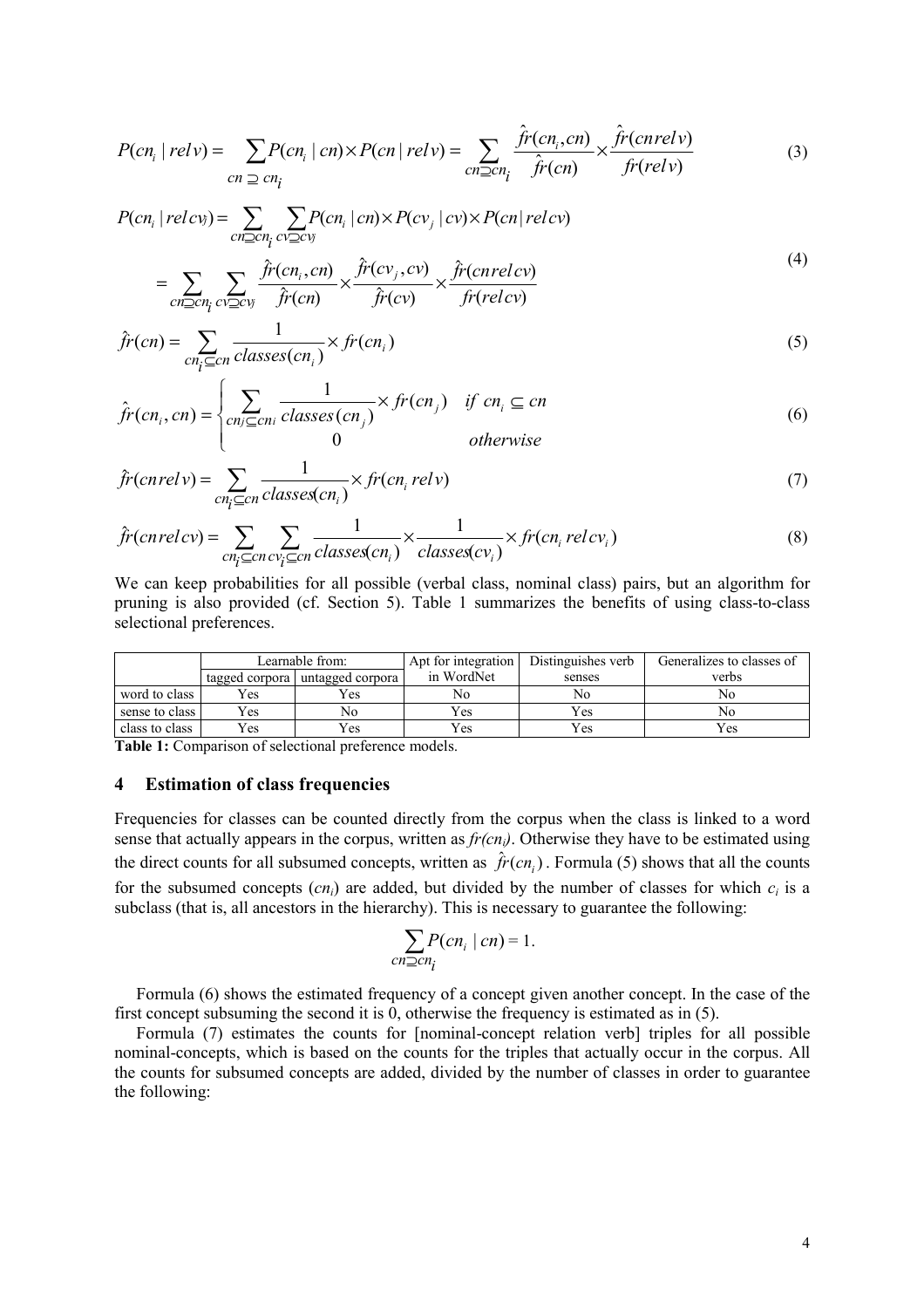$$P(cn_i \mid rel\, v) = \sum_{cn \supseteq cn_i} P(cn_i \mid cn) \times P(cn \mid rel\, v) = \sum_{cn \supseteq cn_i} \frac{\hat{fr}(cn_i, cn)}{\hat{fr}(cn)} \times \frac{\hat{fr}(cn\, rel\, v)}{fr(rel\, v)} \tag{3}$$

$$\begin{aligned} P(cn_i \mid rel\, cv_j) &= \sum_{cn \supseteq cn_i} \sum_{cv \supseteq cv_j} P(cn_i \mid cn) \times P(cv_j \mid cv) \times P(cn \mid rel\, cv) \\ &= \sum_{cn \supseteq cn_i} \sum_{cv \supseteq cv_j} \frac{\hat{fr}(cn_i, cn)}{\hat{fr}(cn)} \times \frac{\hat{fr}(cv_j, cv)}{\hat{fr}(cv)} \times \frac{\hat{fr}(cn\, rel\, cv)}{fr(rel\, cv)} \end{aligned} \tag{4}$$

$$\hat{fr}(cn) = \sum_{cn_i \subseteq cn} \frac{1}{classes(cn_i)} \times fr(cn_i) \tag{5}$$

$$\hat{fr}(cn_i, cn) = \begin{cases} \displaystyle\sum_{cn_j \subseteq cn_i} \frac{1}{classes(cn_j)} \times fr(cn_j) & if\ cn_i \subseteq cn \\ 0 & otherwise \end{cases} \tag{6}$$

$$\hat{fr}(cn\, rel\, v) = \sum_{cn_i \subseteq cn} \frac{1}{classes(cn_i)} \times fr(cn_i\, rel\, v) \tag{7}$$

$$\hat{fr}(cn\, rel\, cv) = \sum_{cn_i \subseteq cn} \sum_{cv_i \subseteq cn} \frac{1}{classes(cn_i)} \times \frac{1}{classes(cv_i)} \times fr(cn_i\, rel\, cv_i) \tag{8}$$

We can keep probabilities for all possible (verbal class, nominal class) pairs, but an algorithm for pruning is also provided (cf. Section 5). Table 1 summarizes the benefits of using class-to-class selectional preferences.

| | Learnable from: | | Apt for integration in WordNet | Distinguishes verb senses | Generalizes to classes of verbs |
|---|---|---|---|---|---|
| | tagged corpora | untagged corpora | | | |
| word to class | Yes | Yes | No | No | No |
| sense to class | Yes | No | Yes | Yes | No |
| class to class | Yes | Yes | Yes | Yes | Yes |

**Table 1:** Comparison of selectional preference models.

## 4 Estimation of class frequencies

Frequencies for classes can be counted directly from the corpus when the class is linked to a word sense that actually appears in the corpus, written as $fr(cn_i)$. Otherwise they have to be estimated using the direct counts for all subsumed concepts, written as $\hat{fr}(cn_i)$. Formula (5) shows that all the counts for the subsumed concepts ($cn_i$) are added, but divided by the number of classes for which $c_i$ is a subclass (that is, all ancestors in the hierarchy). This is necessary to guarantee the following:

$$\sum_{cn \supseteq cn_i} P(cn_i \mid cn) = 1.$$

Formula (6) shows the estimated frequency of a concept given another concept. In the case of the first concept subsuming the second it is 0, otherwise the frequency is estimated as in (5).

Formula (7) estimates the counts for [nominal-concept relation verb] triples for all possible nominal-concepts, which is based on the counts for the triples that actually occur in the corpus. All the counts for subsumed concepts are added, divided by the number of classes in order to guarantee the following: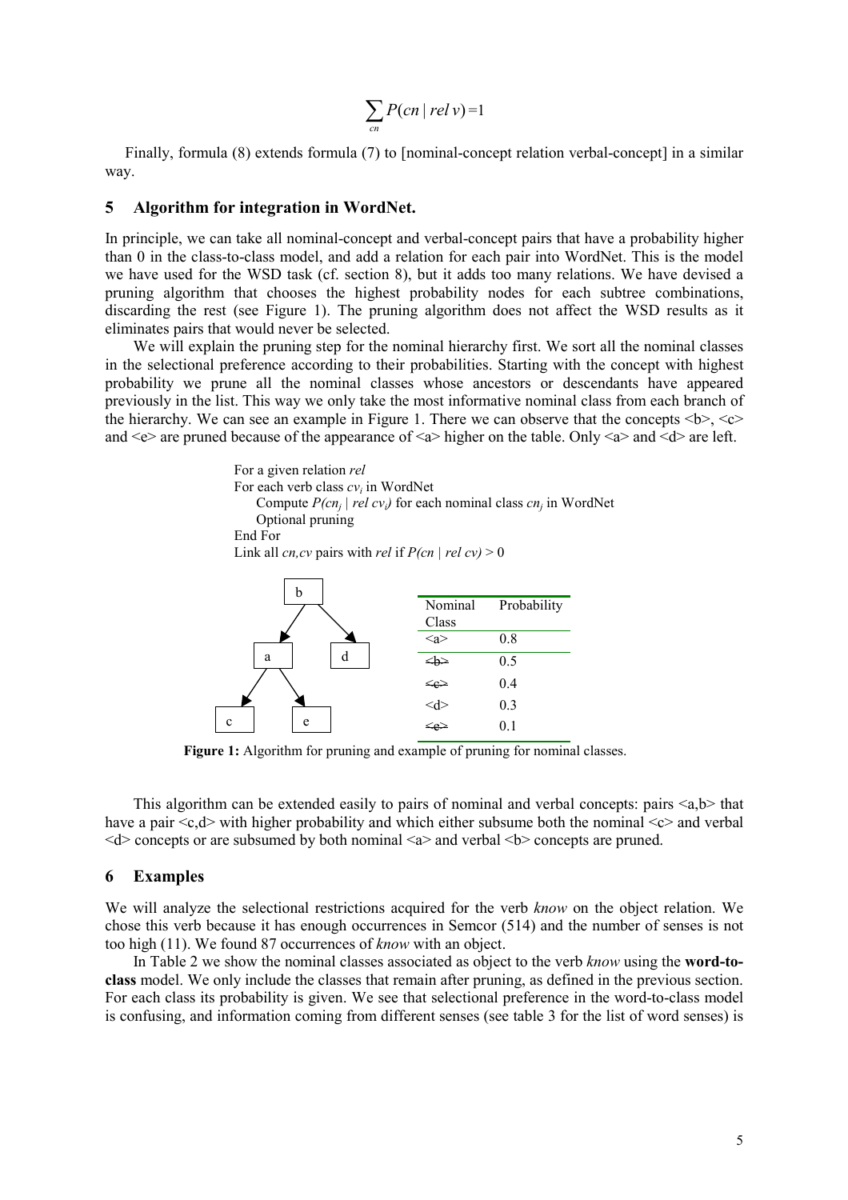$$\sum_{cn} P(cn \mid rel\ v) = 1$$

Finally, formula (8) extends formula (7) to [nominal-concept relation verbal-concept] in a similar way.

## 5 Algorithm for integration in WordNet.

In principle, we can take all nominal-concept and verbal-concept pairs that have a probability higher than 0 in the class-to-class model, and add a relation for each pair into WordNet. This is the model we have used for the WSD task (cf. section 8), but it adds too many relations. We have devised a pruning algorithm that chooses the highest probability nodes for each subtree combinations, discarding the rest (see Figure 1). The pruning algorithm does not affect the WSD results as it eliminates pairs that would never be selected.

We will explain the pruning step for the nominal hierarchy first. We sort all the nominal classes in the selectional preference according to their probabilities. Starting with the concept with highest probability we prune all the nominal classes whose ancestors or descendants have appeared previously in the list. This way we only take the most informative nominal class from each branch of the hierarchy. We can see an example in Figure 1. There we can observe that the concepts <b>, <c> and <e> are pruned because of the appearance of <a> higher on the table. Only <a> and <d> are left.

```
For a given relation rel
For each verb class cv_i in WordNet
    Compute P(cn_j | rel cv_i) for each nominal class cn_j in WordNet
    Optional pruning
End For
Link all cn,cv pairs with rel if P(cn | rel cv) > 0
```

| Nominal Class | Probability |
|---|---|
| <a> | 0.8 |
| ~~<b>~~ | 0.5 |
| ~~<c>~~ | 0.4 |
| <d> | 0.3 |
| ~~<e>~~ | 0.1 |

**Figure 1:** Algorithm for pruning and example of pruning for nominal classes.

This algorithm can be extended easily to pairs of nominal and verbal concepts: pairs <a,b> that have a pair <c,d> with higher probability and which either subsume both the nominal <c> and verbal <d> concepts or are subsumed by both nominal <a> and verbal <b> concepts are pruned.

## 6 Examples

We will analyze the selectional restrictions acquired for the verb *know* on the object relation. We chose this verb because it has enough occurrences in Semcor (514) and the number of senses is not too high (11). We found 87 occurrences of *know* with an object.

In Table 2 we show the nominal classes associated as object to the verb *know* using the **word-to-class** model. We only include the classes that remain after pruning, as defined in the previous section. For each class its probability is given. We see that selectional preference in the word-to-class model is confusing, and information coming from different senses (see table 3 for the list of word senses) is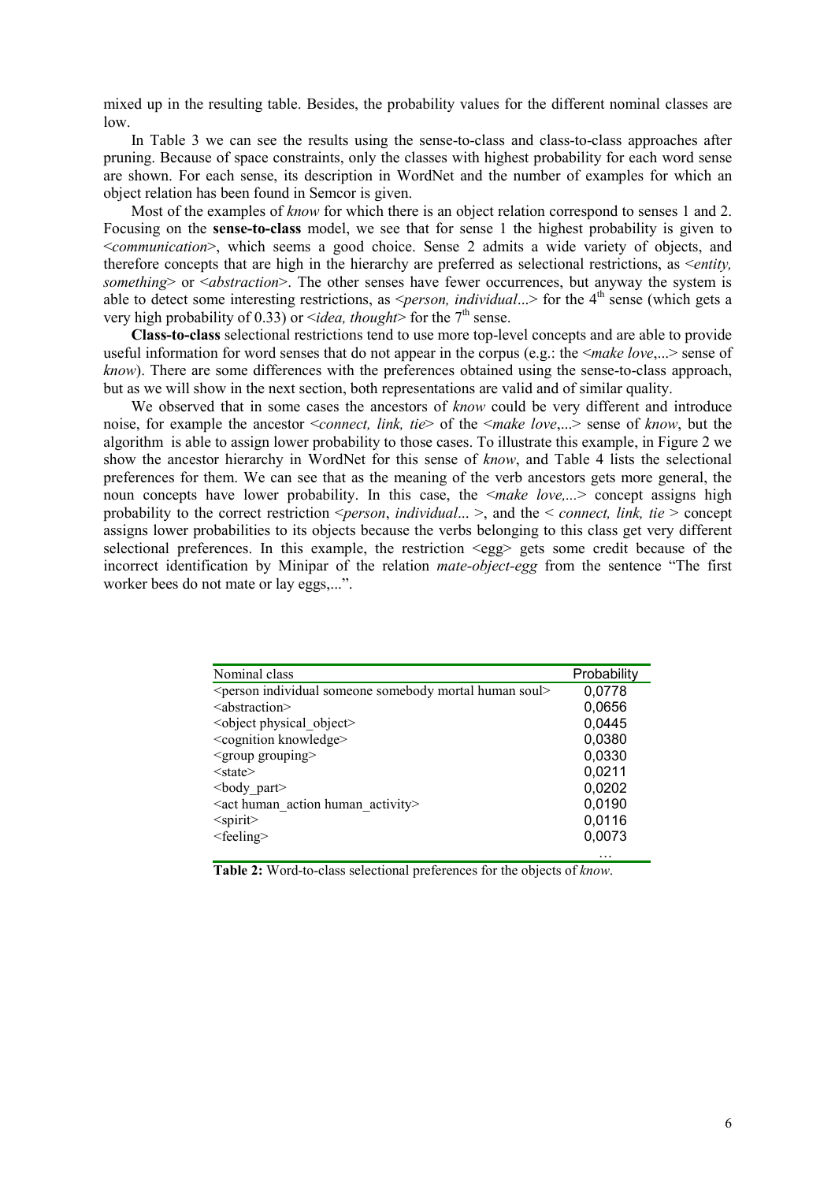mixed up in the resulting table. Besides, the probability values for the different nominal classes are low.

In Table 3 we can see the results using the sense-to-class and class-to-class approaches after pruning. Because of space constraints, only the classes with highest probability for each word sense are shown. For each sense, its description in WordNet and the number of examples for which an object relation has been found in Semcor is given.

Most of the examples of *know* for which there is an object relation correspond to senses 1 and 2. Focusing on the **sense-to-class** model, we see that for sense 1 the highest probability is given to <*communication*>, which seems a good choice. Sense 2 admits a wide variety of objects, and therefore concepts that are high in the hierarchy are preferred as selectional restrictions, as <*entity, something*> or <*abstraction*>. The other senses have fewer occurrences, but anyway the system is able to detect some interesting restrictions, as <*person, individual*...> for the 4[th] sense (which gets a very high probability of 0.33) or <*idea, thought*> for the 7[th] sense.

**Class-to-class** selectional restrictions tend to use more top-level concepts and are able to provide useful information for word senses that do not appear in the corpus (e.g.: the <*make love*,...> sense of *know*). There are some differences with the preferences obtained using the sense-to-class approach, but as we will show in the next section, both representations are valid and of similar quality.

We observed that in some cases the ancestors of *know* could be very different and introduce noise, for example the ancestor <*connect, link, tie*> of the <*make love*,...> sense of *know*, but the algorithm is able to assign lower probability to those cases. To illustrate this example, in Figure 2 we show the ancestor hierarchy in WordNet for this sense of *know*, and Table 4 lists the selectional preferences for them. We can see that as the meaning of the verb ancestors gets more general, the noun concepts have lower probability. In this case, the <*make love,...*> concept assigns high probability to the correct restriction <*person*, *individual*... >, and the < *connect, link, tie* > concept assigns lower probabilities to its objects because the verbs belonging to this class get very different selectional preferences. In this example, the restriction <egg> gets some credit because of the incorrect identification by Minipar of the relation *mate-object-egg* from the sentence "The first worker bees do not mate or lay eggs,...".

| Nominal class | Probability |
|---|---|
| <person individual someone somebody mortal human soul> | 0,0778 |
| <abstraction> | 0,0656 |
| <object physical_object> | 0,0445 |
| <cognition knowledge> | 0,0380 |
| <group grouping> | 0,0330 |
| <state> | 0,0211 |
| <body_part> | 0,0202 |
| <act human_action human_activity> | 0,0190 |
| <spirit> | 0,0116 |
| <feeling> | 0,0073 |
| | … |

**Table 2:** Word-to-class selectional preferences for the objects of *know*.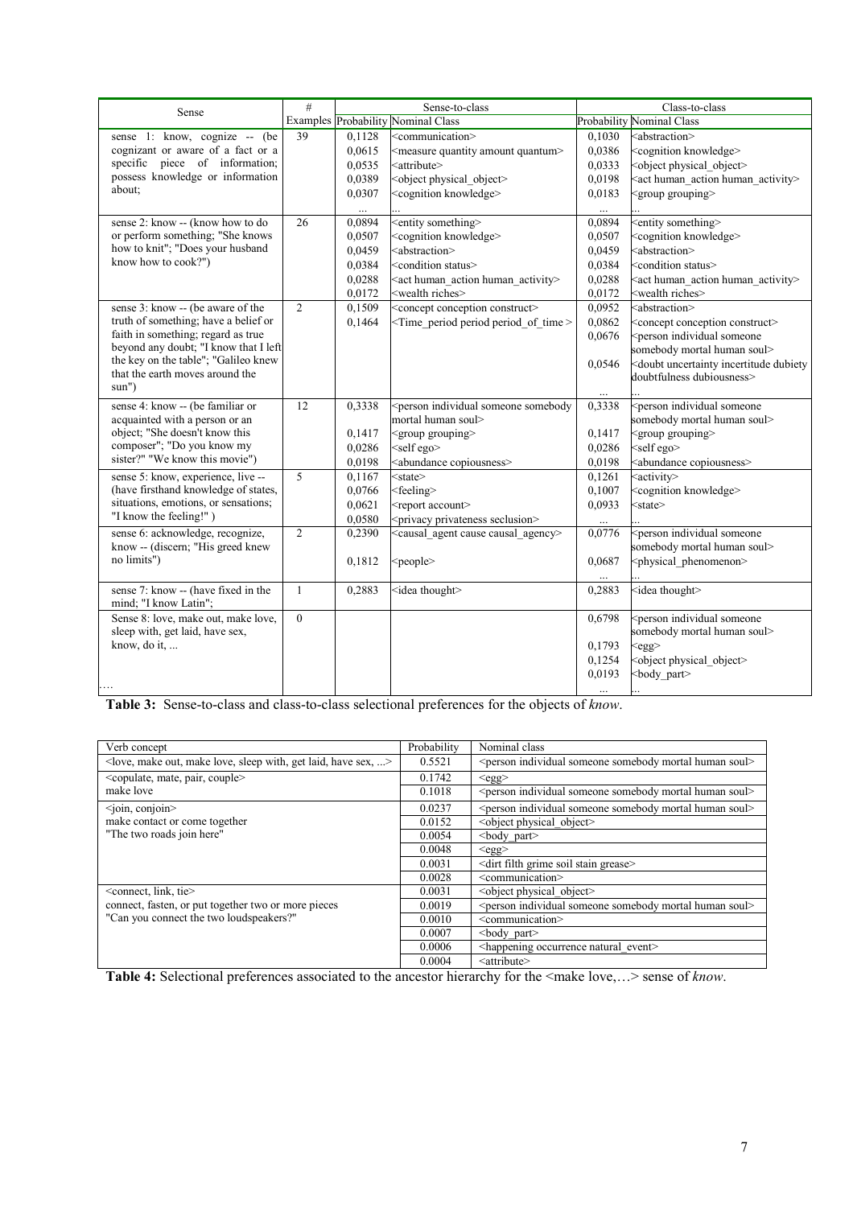| Sense | # Examples | Sense-to-class Probability | Sense-to-class Nominal Class | Class-to-class Probability | Class-to-class Nominal Class |
|---|---|---|---|---|---|
| sense 1: know, cognize -- (be cognizant or aware of a fact or a specific piece of information; possess knowledge or information about; | 39 | 0,1128 | <communication> | 0,1030 | <abstraction> |
| | | 0,0615 | <measure quantity amount quantum> | 0,0386 | <cognition knowledge> |
| | | 0,0535 | <attribute> | 0,0333 | <object physical_object> |
| | | 0,0389 | <object physical_object> | 0,0198 | <act human_action human_activity> |
| | | 0,0307 | <cognition knowledge> | 0,0183 | <group grouping> |
| | | ... | ... | ... | ... |
| sense 2: know -- (know how to do or perform something; "She knows how to knit"; "Does your husband know how to cook?") | 26 | 0,0894 | <entity something> | 0,0894 | <entity something> |
| | | 0,0507 | <cognition knowledge> | 0,0507 | <cognition knowledge> |
| | | 0,0459 | <abstraction> | 0,0459 | <abstraction> |
| | | 0,0384 | <condition status> | 0,0384 | <condition status> |
| | | 0,0288 | <act human_action human_activity> | 0,0288 | <act human_action human_activity> |
| | | 0,0172 | <wealth riches> | 0,0172 | <wealth riches> |
| sense 3: know -- (be aware of the truth of something; have a belief or faith in something; regard as true beyond any doubt; "I know that I left the key on the table"; "Galileo knew that the earth moves around the sun") | 2 | 0,1509 | <concept conception construct> | 0,0952 | <abstraction> |
| | | 0,1464 | <Time_period period period_of_time > | 0,0862 | <concept conception construct> |
| | | | | 0,0676 | <person individual someone somebody mortal human soul> |
| | | | | 0,0546 | <doubt uncertainty incertitude dubiety doubtfulness dubiousness> |
| | | | | ... | ... |
| sense 4: know -- (be familiar or acquainted with a person or an object; "She doesn't know this composer"; "Do you know my sister?" "We know this movie") | 12 | 0,3338 | <person individual someone somebody mortal human soul> | 0,3338 | <person individual someone somebody mortal human soul> |
| | | 0,1417 | <group grouping> | 0,1417 | <group grouping> |
| | | 0,0286 | <self ego> | 0,0286 | <self ego> |
| | | 0,0198 | <abundance copiousness> | 0,0198 | <abundance copiousness> |
| sense 5: know, experience, live -- (have firsthand knowledge of states, situations, emotions, or sensations; "I know the feeling!" ) | 5 | 0,1167 | <state> | 0,1261 | <activity> |
| | | 0,0766 | <feeling> | 0,1007 | <cognition knowledge> |
| | | 0,0621 | <report account> | 0,0933 | <state> |
| | | 0,0580 | <privacy privateness seclusion> | ... | ... |
| sense 6: acknowledge, recognize, know -- (discern; "His greed knew no limits") | 2 | 0,2390 | <causal_agent cause causal_agency> | 0,0776 | <person individual someone somebody mortal human soul> |
| | | 0,1812 | <people> | 0,0687 | <physical_phenomenon> |
| | | | | ... | ... |
| sense 7: know -- (have fixed in the mind; "I know Latin"; | 1 | 0,2883 | <idea thought> | 0,2883 | <idea thought> |
| Sense 8: love, make out, make love, sleep with, get laid, have sex, know, do it, ... | 0 | | | 0,6798 | <person individual someone somebody mortal human soul> |
| | | | | 0,1793 | <egg> |
| | | | | 0,1254 | <object physical_object> |
| | | | | 0,0193 | <body_part> |
| ... | | | | ... | ... |

**Table 3:** Sense-to-class and class-to-class selectional preferences for the objects of *know*.

| Verb concept | Probability | Nominal class |
|---|---|---|
| <love, make out, make love, sleep with, get laid, have sex, ...> | 0.5521 | <person individual someone somebody mortal human soul> |
| <copulate, mate, pair, couple> make love | 0.1742 | <egg> |
| | 0.1018 | <person individual someone somebody mortal human soul> |
| <join, conjoin> make contact or come together "The two roads join here" | 0.0237 | <person individual someone somebody mortal human soul> |
| | 0.0152 | <object physical_object> |
| | 0.0054 | <body_part> |
| | 0.0048 | <egg> |
| | 0.0031 | <dirt filth grime soil stain grease> |
| | 0.0028 | <communication> |
| <connect, link, tie> connect, fasten, or put together two or more pieces "Can you connect the two loudspeakers?" | 0.0031 | <object physical_object> |
| | 0.0019 | <person individual someone somebody mortal human soul> |
| | 0.0010 | <communication> |
| | 0.0007 | <body_part> |
| | 0.0006 | <happening occurrence natural_event> |
| | 0.0004 | <attribute> |

**Table 4:** Selectional preferences associated to the ancestor hierarchy for the <make love,…> sense of *know*.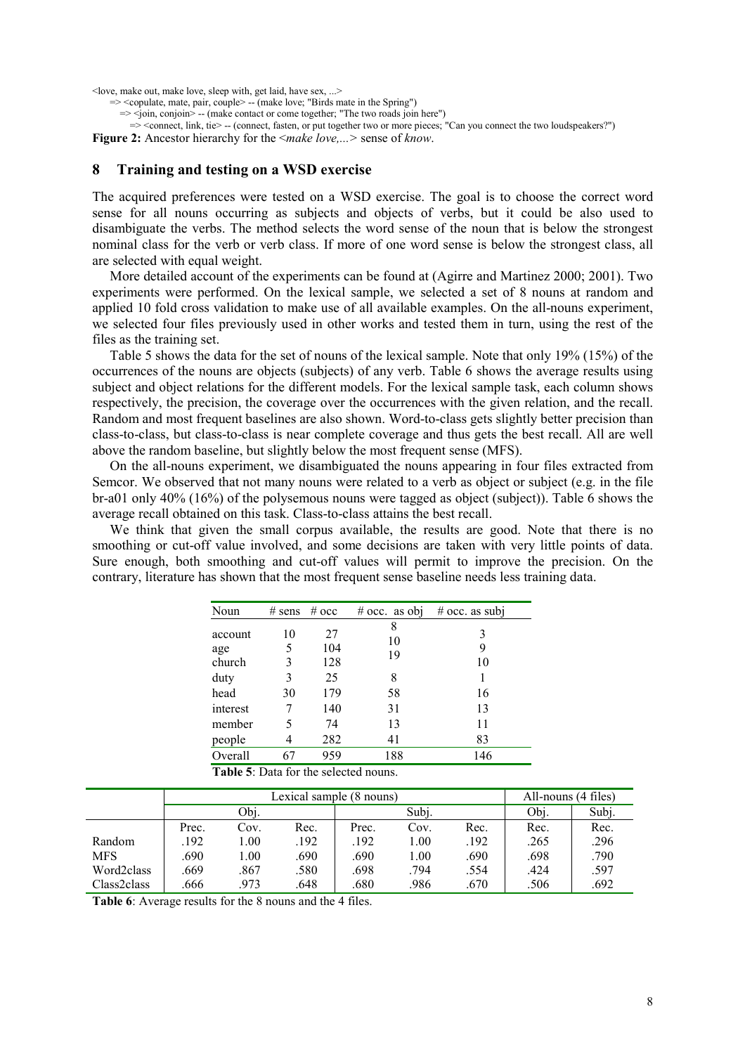<love, make out, make love, sleep with, get laid, have sex, ...>
=> <copulate, mate, pair, couple> -- (make love; "Birds mate in the Spring")
=> <join, conjoin> -- (make contact or come together; "The two roads join here")
=> <connect, link, tie> -- (connect, fasten, or put together two or more pieces; "Can you connect the two loudspeakers?")

**Figure 2:** Ancestor hierarchy for the <*make love,...*> sense of *know*.

## 8 Training and testing on a WSD exercise

The acquired preferences were tested on a WSD exercise. The goal is to choose the correct word sense for all nouns occurring as subjects and objects of verbs, but it could be also used to disambiguate the verbs. The method selects the word sense of the noun that is below the strongest nominal class for the verb or verb class. If more of one word sense is below the strongest class, all are selected with equal weight.

More detailed account of the experiments can be found at (Agirre and Martinez 2000; 2001). Two experiments were performed. On the lexical sample, we selected a set of 8 nouns at random and applied 10 fold cross validation to make use of all available examples. On the all-nouns experiment, we selected four files previously used in other works and tested them in turn, using the rest of the files as the training set.

Table 5 shows the data for the set of nouns of the lexical sample. Note that only 19% (15%) of the occurrences of the nouns are objects (subjects) of any verb. Table 6 shows the average results using subject and object relations for the different models. For the lexical sample task, each column shows respectively, the precision, the coverage over the occurrences with the given relation, and the recall. Random and most frequent baselines are also shown. Word-to-class gets slightly better precision than class-to-class, but class-to-class is near complete coverage and thus gets the best recall. All are well above the random baseline, but slightly below the most frequent sense (MFS).

On the all-nouns experiment, we disambiguated the nouns appearing in four files extracted from Semcor. We observed that not many nouns were related to a verb as object or subject (e.g. in the file br-a01 only 40% (16%) of the polysemous nouns were tagged as object (subject)). Table 6 shows the average recall obtained on this task. Class-to-class attains the best recall.

We think that given the small corpus available, the results are good. Note that there is no smoothing or cut-off value involved, and some decisions are taken with very little points of data. Sure enough, both smoothing and cut-off values will permit to improve the precision. On the contrary, literature has shown that the most frequent sense baseline needs less training data.

| Noun | # sens | # occ | # occ. as obj | # occ. as subj |
|---|---|---|---|---|
| account | 10 | 27 | 8 | 3 |
| age | 5 | 104 | 10 | 9 |
| church | 3 | 128 | 19 | 10 |
| duty | 3 | 25 | 8 | 1 |
| head | 30 | 179 | 58 | 16 |
| interest | 7 | 140 | 31 | 13 |
| member | 5 | 74 | 13 | 11 |
| people | 4 | 282 | 41 | 83 |
| Overall | 67 | 959 | 188 | 146 |

**Table 5**: Data for the selected nouns.

| | Lexical sample (8 nouns) | | | | | | All-nouns (4 files) | |
|---|---|---|---|---|---|---|---|---|
| | Obj. | | | Subj. | | | Obj. | Subj. |
| | Prec. | Cov. | Rec. | Prec. | Cov. | Rec. | Rec. | Rec. |
| Random | .192 | 1.00 | .192 | .192 | 1.00 | .192 | .265 | .296 |
| MFS | .690 | 1.00 | .690 | .690 | 1.00 | .690 | .698 | .790 |
| Word2class | .669 | .867 | .580 | .698 | .794 | .554 | .424 | .597 |
| Class2class | .666 | .973 | .648 | .680 | .986 | .670 | .506 | .692 |

**Table 6**: Average results for the 8 nouns and the 4 files.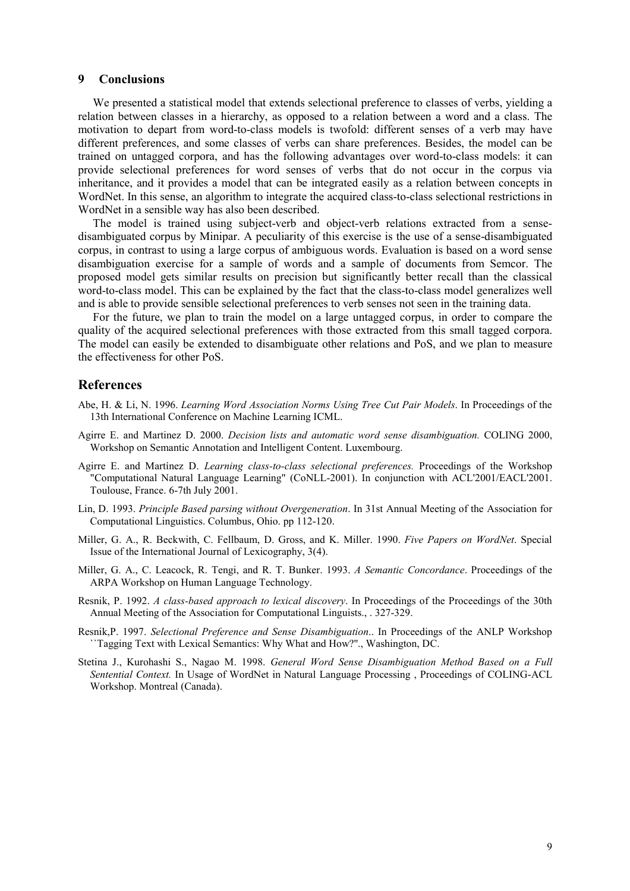## 9 Conclusions

We presented a statistical model that extends selectional preference to classes of verbs, yielding a relation between classes in a hierarchy, as opposed to a relation between a word and a class. The motivation to depart from word-to-class models is twofold: different senses of a verb may have different preferences, and some classes of verbs can share preferences. Besides, the model can be trained on untagged corpora, and has the following advantages over word-to-class models: it can provide selectional preferences for word senses of verbs that do not occur in the corpus via inheritance, and it provides a model that can be integrated easily as a relation between concepts in WordNet. In this sense, an algorithm to integrate the acquired class-to-class selectional restrictions in WordNet in a sensible way has also been described.

The model is trained using subject-verb and object-verb relations extracted from a sense-disambiguated corpus by Minipar. A peculiarity of this exercise is the use of a sense-disambiguated corpus, in contrast to using a large corpus of ambiguous words. Evaluation is based on a word sense disambiguation exercise for a sample of words and a sample of documents from Semcor. The proposed model gets similar results on precision but significantly better recall than the classical word-to-class model. This can be explained by the fact that the class-to-class model generalizes well and is able to provide sensible selectional preferences to verb senses not seen in the training data.

For the future, we plan to train the model on a large untagged corpus, in order to compare the quality of the acquired selectional preferences with those extracted from this small tagged corpora. The model can easily be extended to disambiguate other relations and PoS, and we plan to measure the effectiveness for other PoS.

## References

Abe, H. & Li, N. 1996. *Learning Word Association Norms Using Tree Cut Pair Models*. In Proceedings of the 13th International Conference on Machine Learning ICML.

Agirre E. and Martinez D. 2000. *Decision lists and automatic word sense disambiguation.* COLING 2000, Workshop on Semantic Annotation and Intelligent Content. Luxembourg.

Agirre E. and Martínez D. *Learning class-to-class selectional preferences.* Proceedings of the Workshop "Computational Natural Language Learning" (CoNLL-2001). In conjunction with ACL'2001/EACL'2001. Toulouse, France. 6-7th July 2001.

Lin, D. 1993. *Principle Based parsing without Overgeneration*. In 31st Annual Meeting of the Association for Computational Linguistics. Columbus, Ohio. pp 112-120.

Miller, G. A., R. Beckwith, C. Fellbaum, D. Gross, and K. Miller. 1990. *Five Papers on WordNet*. Special Issue of the International Journal of Lexicography, 3(4).

Miller, G. A., C. Leacock, R. Tengi, and R. T. Bunker. 1993. *A Semantic Concordance*. Proceedings of the ARPA Workshop on Human Language Technology.

Resnik, P. 1992. *A class-based approach to lexical discovery*. In Proceedings of the Proceedings of the 30th Annual Meeting of the Association for Computational Linguists., . 327-329.

Resnik,P. 1997. *Selectional Preference and Sense Disambiguation.*. In Proceedings of the ANLP Workshop ``Tagging Text with Lexical Semantics: Why What and How?"., Washington, DC.

Stetina J., Kurohashi S., Nagao M. 1998. *General Word Sense Disambiguation Method Based on a Full Sentential Context.* In Usage of WordNet in Natural Language Processing , Proceedings of COLING-ACL Workshop. Montreal (Canada).